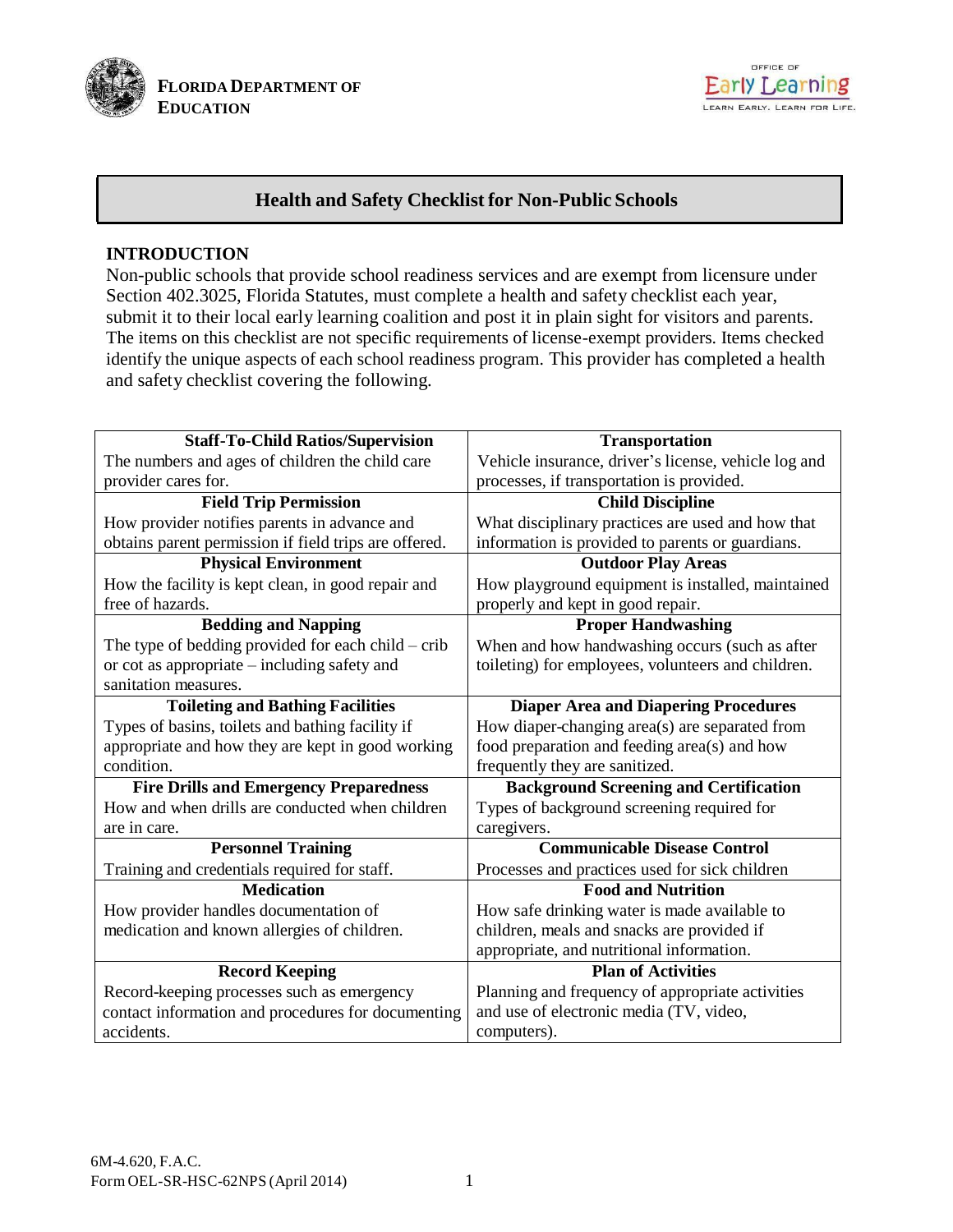**FLORIDA DEPARTMENT OF EDUCATION**

OFFICE OF Early Learning
LEARN EARLY. LEARN FOR LIFE.

# Health and Safety Checklist for Non-Public Schools

## INTRODUCTION

Non-public schools that provide school readiness services and are exempt from licensure under Section 402.3025, Florida Statutes, must complete a health and safety checklist each year, submit it to their local early learning coalition and post it in plain sight for visitors and parents. The items on this checklist are not specific requirements of license-exempt providers. Items checked identify the unique aspects of each school readiness program. This provider has completed a health and safety checklist covering the following.

| | |
|---|---|
| **Staff-To-Child Ratios/Supervision**<br>The numbers and ages of children the child care provider cares for. | **Transportation**<br>Vehicle insurance, driver's license, vehicle log and processes, if transportation is provided. |
| **Field Trip Permission**<br>How provider notifies parents in advance and obtains parent permission if field trips are offered. | **Child Discipline**<br>What disciplinary practices are used and how that information is provided to parents or guardians. |
| **Physical Environment**<br>How the facility is kept clean, in good repair and free of hazards. | **Outdoor Play Areas**<br>How playground equipment is installed, maintained properly and kept in good repair. |
| **Bedding and Napping**<br>The type of bedding provided for each child – crib or cot as appropriate – including safety and sanitation measures. | **Proper Handwashing**<br>When and how handwashing occurs (such as after toileting) for employees, volunteers and children. |
| **Toileting and Bathing Facilities**<br>Types of basins, toilets and bathing facility if appropriate and how they are kept in good working condition. | **Diaper Area and Diapering Procedures**<br>How diaper-changing area(s) are separated from food preparation and feeding area(s) and how frequently they are sanitized. |
| **Fire Drills and Emergency Preparedness**<br>How and when drills are conducted when children are in care. | **Background Screening and Certification**<br>Types of background screening required for caregivers. |
| **Personnel Training**<br>Training and credentials required for staff. | **Communicable Disease Control**<br>Processes and practices used for sick children |
| **Medication**<br>How provider handles documentation of medication and known allergies of children. | **Food and Nutrition**<br>How safe drinking water is made available to children, meals and snacks are provided if appropriate, and nutritional information. |
| **Record Keeping**<br>Record-keeping processes such as emergency contact information and procedures for documenting accidents. | **Plan of Activities**<br>Planning and frequency of appropriate activities and use of electronic media (TV, video, computers). |

6M-4.620, F.A.C.
Form OEL-SR-HSC-62NPS (April 2014)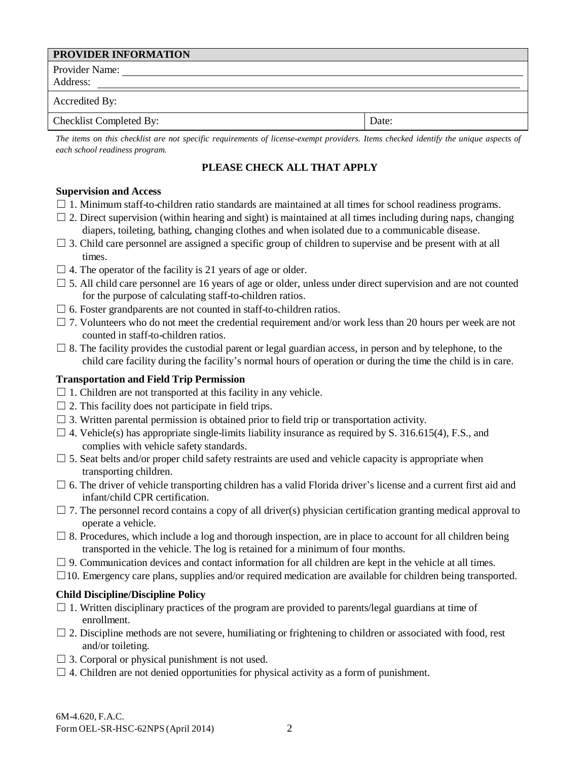| PROVIDER INFORMATION | |
|---|---|
| Provider Name: ______ Address: ______ | |
| Accredited By: | |
| Checklist Completed By: | Date: |

*The items on this checklist are not specific requirements of license-exempt providers. Items checked identify the unique aspects of each school readiness program.*

**PLEASE CHECK ALL THAT APPLY**

**Supervision and Access**

☐ 1. Minimum staff-to-children ratio standards are maintained at all times for school readiness programs.
☐ 2. Direct supervision (within hearing and sight) is maintained at all times including during naps, changing diapers, toileting, bathing, changing clothes and when isolated due to a communicable disease.
☐ 3. Child care personnel are assigned a specific group of children to supervise and be present with at all times.
☐ 4. The operator of the facility is 21 years of age or older.
☐ 5. All child care personnel are 16 years of age or older, unless under direct supervision and are not counted for the purpose of calculating staff-to-children ratios.
☐ 6. Foster grandparents are not counted in staff-to-children ratios.
☐ 7. Volunteers who do not meet the credential requirement and/or work less than 20 hours per week are not counted in staff-to-children ratios.
☐ 8. The facility provides the custodial parent or legal guardian access, in person and by telephone, to the child care facility during the facility's normal hours of operation or during the time the child is in care.

**Transportation and Field Trip Permission**

☐ 1. Children are not transported at this facility in any vehicle.
☐ 2. This facility does not participate in field trips.
☐ 3. Written parental permission is obtained prior to field trip or transportation activity.
☐ 4. Vehicle(s) has appropriate single-limits liability insurance as required by S. 316.615(4), F.S., and complies with vehicle safety standards.
☐ 5. Seat belts and/or proper child safety restraints are used and vehicle capacity is appropriate when transporting children.
☐ 6. The driver of vehicle transporting children has a valid Florida driver's license and a current first aid and infant/child CPR certification.
☐ 7. The personnel record contains a copy of all driver(s) physician certification granting medical approval to operate a vehicle.
☐ 8. Procedures, which include a log and thorough inspection, are in place to account for all children being transported in the vehicle. The log is retained for a minimum of four months.
☐ 9. Communication devices and contact information for all children are kept in the vehicle at all times.
☐ 10. Emergency care plans, supplies and/or required medication are available for children being transported.

**Child Discipline/Discipline Policy**

☐ 1. Written disciplinary practices of the program are provided to parents/legal guardians at time of enrollment.
☐ 2. Discipline methods are not severe, humiliating or frightening to children or associated with food, rest and/or toileting.
☐ 3. Corporal or physical punishment is not used.
☐ 4. Children are not denied opportunities for physical activity as a form of punishment.

6M-4.620, F.A.C.
Form OEL-SR-HSC-62NPS (April 2014)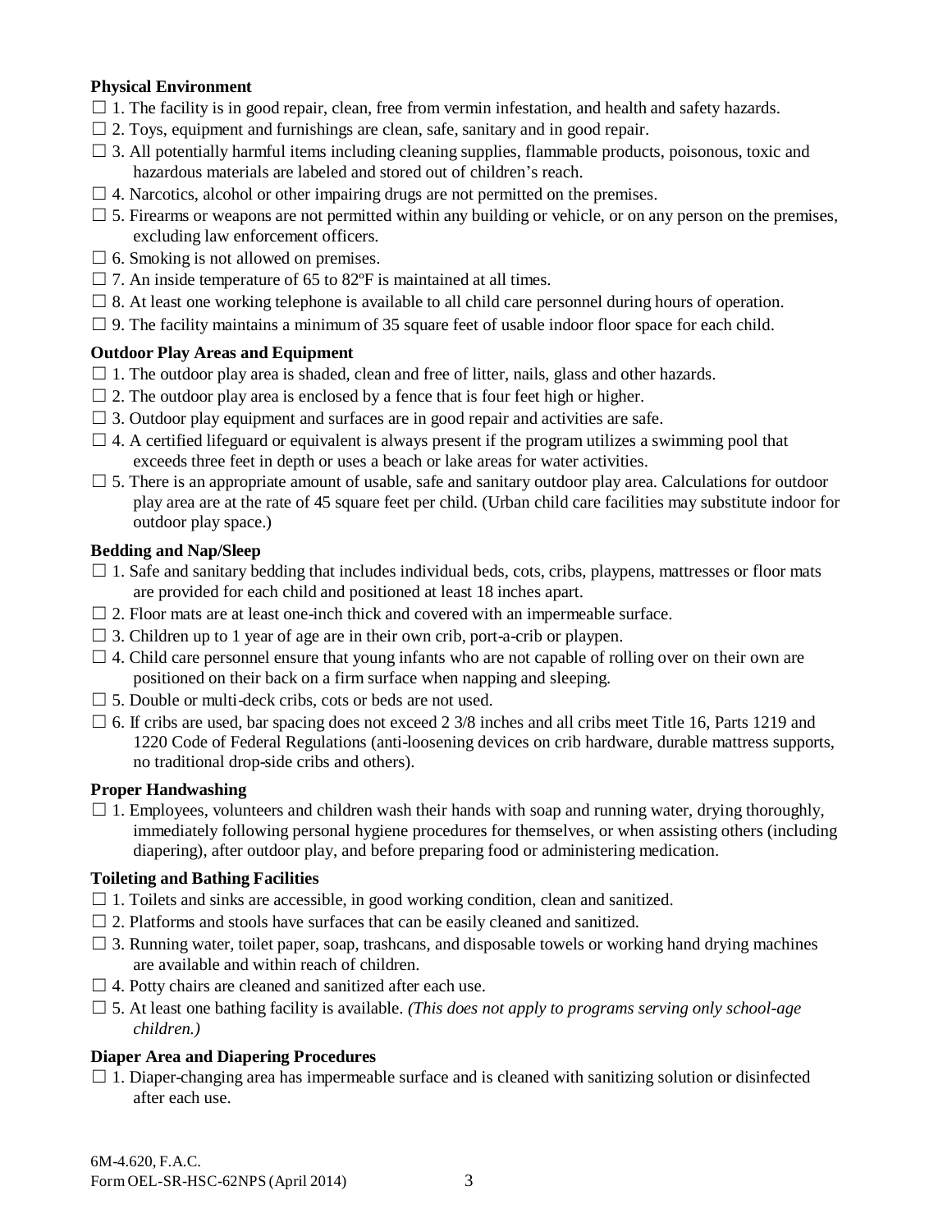**Physical Environment**

☐ 1. The facility is in good repair, clean, free from vermin infestation, and health and safety hazards.

☐ 2. Toys, equipment and furnishings are clean, safe, sanitary and in good repair.

☐ 3. All potentially harmful items including cleaning supplies, flammable products, poisonous, toxic and hazardous materials are labeled and stored out of children's reach.

☐ 4. Narcotics, alcohol or other impairing drugs are not permitted on the premises.

☐ 5. Firearms or weapons are not permitted within any building or vehicle, or on any person on the premises, excluding law enforcement officers.

☐ 6. Smoking is not allowed on premises.

☐ 7. An inside temperature of 65 to 82ºF is maintained at all times.

☐ 8. At least one working telephone is available to all child care personnel during hours of operation.

☐ 9. The facility maintains a minimum of 35 square feet of usable indoor floor space for each child.

**Outdoor Play Areas and Equipment**

☐ 1. The outdoor play area is shaded, clean and free of litter, nails, glass and other hazards.

☐ 2. The outdoor play area is enclosed by a fence that is four feet high or higher.

☐ 3. Outdoor play equipment and surfaces are in good repair and activities are safe.

☐ 4. A certified lifeguard or equivalent is always present if the program utilizes a swimming pool that exceeds three feet in depth or uses a beach or lake areas for water activities.

☐ 5. There is an appropriate amount of usable, safe and sanitary outdoor play area. Calculations for outdoor play area are at the rate of 45 square feet per child. (Urban child care facilities may substitute indoor for outdoor play space.)

**Bedding and Nap/Sleep**

☐ 1. Safe and sanitary bedding that includes individual beds, cots, cribs, playpens, mattresses or floor mats are provided for each child and positioned at least 18 inches apart.

☐ 2. Floor mats are at least one-inch thick and covered with an impermeable surface.

☐ 3. Children up to 1 year of age are in their own crib, port-a-crib or playpen.

☐ 4. Child care personnel ensure that young infants who are not capable of rolling over on their own are positioned on their back on a firm surface when napping and sleeping.

☐ 5. Double or multi-deck cribs, cots or beds are not used.

☐ 6. If cribs are used, bar spacing does not exceed 2 3/8 inches and all cribs meet Title 16, Parts 1219 and 1220 Code of Federal Regulations (anti-loosening devices on crib hardware, durable mattress supports, no traditional drop-side cribs and others).

**Proper Handwashing**

☐ 1. Employees, volunteers and children wash their hands with soap and running water, drying thoroughly, immediately following personal hygiene procedures for themselves, or when assisting others (including diapering), after outdoor play, and before preparing food or administering medication.

**Toileting and Bathing Facilities**

☐ 1. Toilets and sinks are accessible, in good working condition, clean and sanitized.

☐ 2. Platforms and stools have surfaces that can be easily cleaned and sanitized.

☐ 3. Running water, toilet paper, soap, trashcans, and disposable towels or working hand drying machines are available and within reach of children.

☐ 4. Potty chairs are cleaned and sanitized after each use.

☐ 5. At least one bathing facility is available. *(This does not apply to programs serving only school-age children.)*

**Diaper Area and Diapering Procedures**

☐ 1. Diaper-changing area has impermeable surface and is cleaned with sanitizing solution or disinfected after each use.

6M-4.620, F.A.C.
Form OEL-SR-HSC-62NPS (April 2014)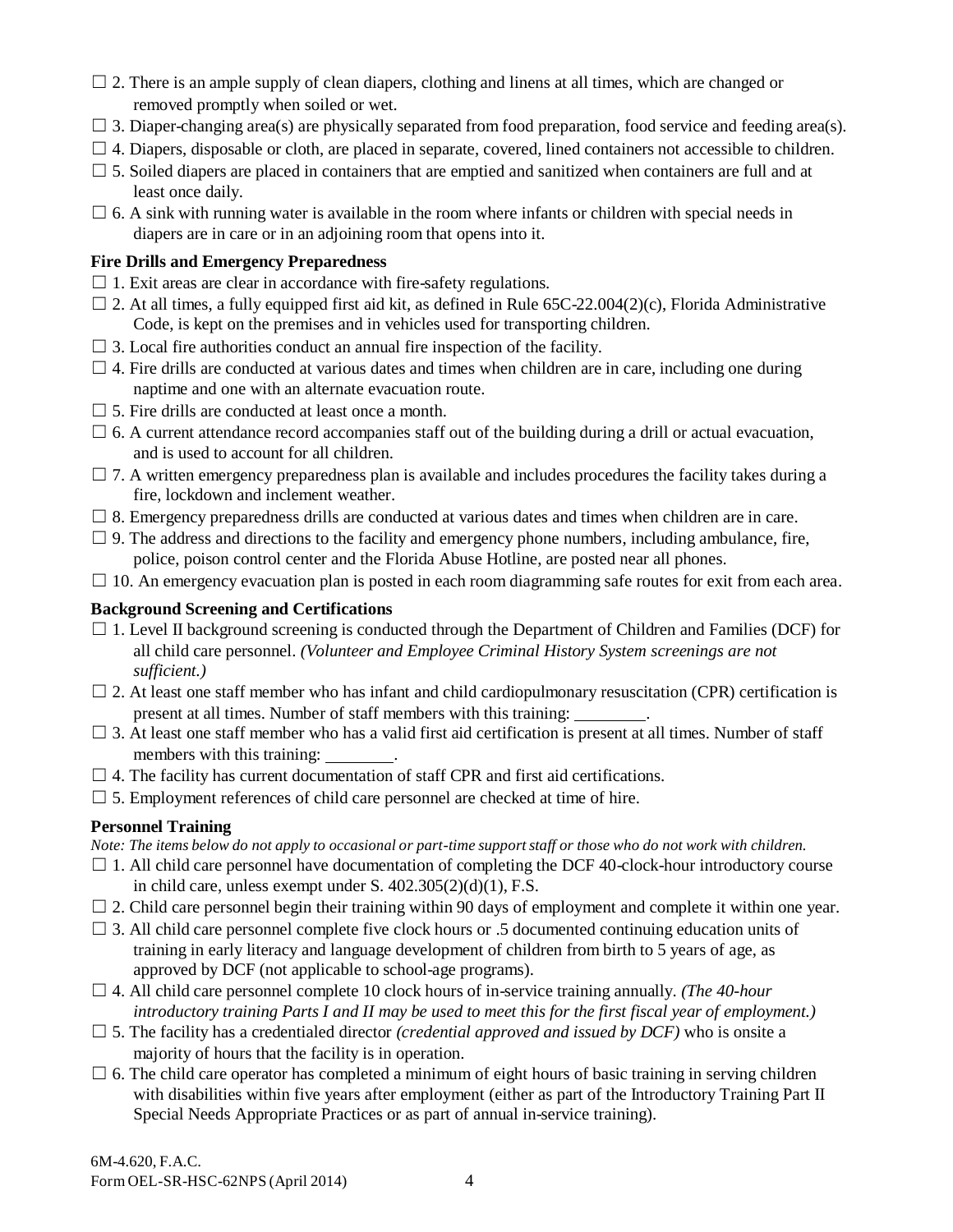☐ 2. There is an ample supply of clean diapers, clothing and linens at all times, which are changed or removed promptly when soiled or wet.

☐ 3. Diaper-changing area(s) are physically separated from food preparation, food service and feeding area(s).

☐ 4. Diapers, disposable or cloth, are placed in separate, covered, lined containers not accessible to children.

☐ 5. Soiled diapers are placed in containers that are emptied and sanitized when containers are full and at least once daily.

☐ 6. A sink with running water is available in the room where infants or children with special needs in diapers are in care or in an adjoining room that opens into it.

**Fire Drills and Emergency Preparedness**

☐ 1. Exit areas are clear in accordance with fire-safety regulations.

☐ 2. At all times, a fully equipped first aid kit, as defined in Rule 65C-22.004(2)(c), Florida Administrative Code, is kept on the premises and in vehicles used for transporting children.

☐ 3. Local fire authorities conduct an annual fire inspection of the facility.

☐ 4. Fire drills are conducted at various dates and times when children are in care, including one during naptime and one with an alternate evacuation route.

☐ 5. Fire drills are conducted at least once a month.

☐ 6. A current attendance record accompanies staff out of the building during a drill or actual evacuation, and is used to account for all children.

☐ 7. A written emergency preparedness plan is available and includes procedures the facility takes during a fire, lockdown and inclement weather.

☐ 8. Emergency preparedness drills are conducted at various dates and times when children are in care.

☐ 9. The address and directions to the facility and emergency phone numbers, including ambulance, fire, police, poison control center and the Florida Abuse Hotline, are posted near all phones.

☐ 10. An emergency evacuation plan is posted in each room diagramming safe routes for exit from each area.

**Background Screening and Certifications**

☐ 1. Level II background screening is conducted through the Department of Children and Families (DCF) for all child care personnel. *(Volunteer and Employee Criminal History System screenings are not sufficient.)*

☐ 2. At least one staff member who has infant and child cardiopulmonary resuscitation (CPR) certification is present at all times. Number of staff members with this training: ________.

☐ 3. At least one staff member who has a valid first aid certification is present at all times. Number of staff members with this training: ________.

☐ 4. The facility has current documentation of staff CPR and first aid certifications.

☐ 5. Employment references of child care personnel are checked at time of hire.

**Personnel Training**

*Note: The items below do not apply to occasional or part-time support staff or those who do not work with children.*

☐ 1. All child care personnel have documentation of completing the DCF 40-clock-hour introductory course in child care, unless exempt under S. 402.305(2)(d)(1), F.S.

☐ 2. Child care personnel begin their training within 90 days of employment and complete it within one year.

☐ 3. All child care personnel complete five clock hours or .5 documented continuing education units of training in early literacy and language development of children from birth to 5 years of age, as approved by DCF (not applicable to school-age programs).

☐ 4. All child care personnel complete 10 clock hours of in-service training annually. *(The 40-hour introductory training Parts I and II may be used to meet this for the first fiscal year of employment.)*

☐ 5. The facility has a credentialed director *(credential approved and issued by DCF)* who is onsite a majority of hours that the facility is in operation.

☐ 6. The child care operator has completed a minimum of eight hours of basic training in serving children with disabilities within five years after employment (either as part of the Introductory Training Part II Special Needs Appropriate Practices or as part of annual in-service training).

6M-4.620, F.A.C.
Form OEL-SR-HSC-62NPS (April 2014)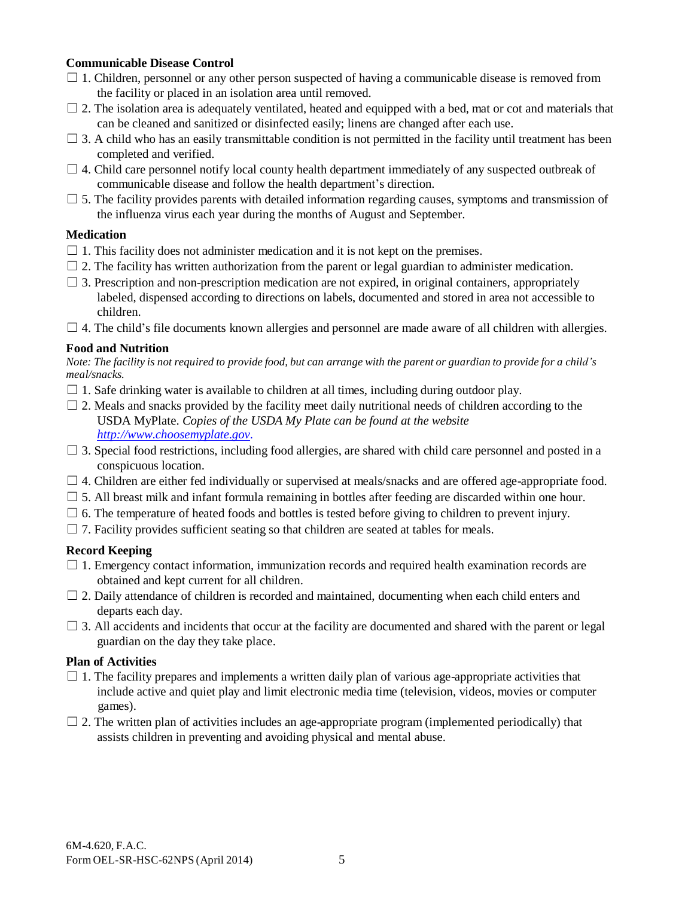**Communicable Disease Control**

☐ 1. Children, personnel or any other person suspected of having a communicable disease is removed from the facility or placed in an isolation area until removed.

☐ 2. The isolation area is adequately ventilated, heated and equipped with a bed, mat or cot and materials that can be cleaned and sanitized or disinfected easily; linens are changed after each use.

☐ 3. A child who has an easily transmittable condition is not permitted in the facility until treatment has been completed and verified.

☐ 4. Child care personnel notify local county health department immediately of any suspected outbreak of communicable disease and follow the health department's direction.

☐ 5. The facility provides parents with detailed information regarding causes, symptoms and transmission of the influenza virus each year during the months of August and September.

**Medication**

☐ 1. This facility does not administer medication and it is not kept on the premises.

☐ 2. The facility has written authorization from the parent or legal guardian to administer medication.

☐ 3. Prescription and non-prescription medication are not expired, in original containers, appropriately labeled, dispensed according to directions on labels, documented and stored in area not accessible to children.

☐ 4. The child's file documents known allergies and personnel are made aware of all children with allergies.

**Food and Nutrition**

*Note: The facility is not required to provide food, but can arrange with the parent or guardian to provide for a child's meal/snacks.*

☐ 1. Safe drinking water is available to children at all times, including during outdoor play.

☐ 2. Meals and snacks provided by the facility meet daily nutritional needs of children according to the USDA MyPlate. *Copies of the USDA My Plate can be found at the website [http://www.choosemyplate.gov](http://www.choosemyplate.gov).*

☐ 3. Special food restrictions, including food allergies, are shared with child care personnel and posted in a conspicuous location.

☐ 4. Children are either fed individually or supervised at meals/snacks and are offered age-appropriate food.

☐ 5. All breast milk and infant formula remaining in bottles after feeding are discarded within one hour.

☐ 6. The temperature of heated foods and bottles is tested before giving to children to prevent injury.

☐ 7. Facility provides sufficient seating so that children are seated at tables for meals.

**Record Keeping**

☐ 1. Emergency contact information, immunization records and required health examination records are obtained and kept current for all children.

☐ 2. Daily attendance of children is recorded and maintained, documenting when each child enters and departs each day.

☐ 3. All accidents and incidents that occur at the facility are documented and shared with the parent or legal guardian on the day they take place.

**Plan of Activities**

☐ 1. The facility prepares and implements a written daily plan of various age-appropriate activities that include active and quiet play and limit electronic media time (television, videos, movies or computer games).

☐ 2. The written plan of activities includes an age-appropriate program (implemented periodically) that assists children in preventing and avoiding physical and mental abuse.

6M-4.620, F.A.C.
Form OEL-SR-HSC-62NPS (April 2014)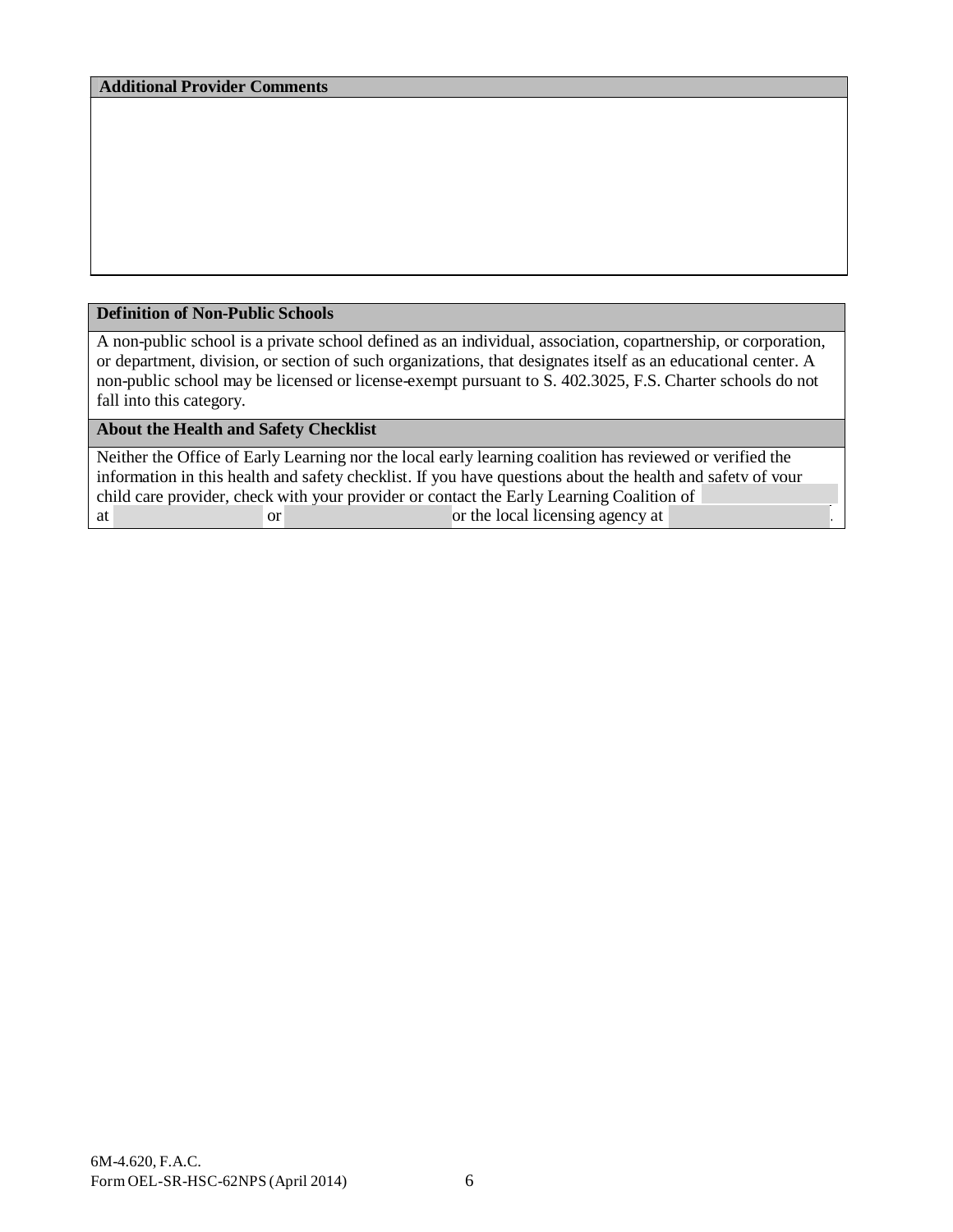## Additional Provider Comments

## Definition of Non-Public Schools

A non-public school is a private school defined as an individual, association, copartnership, or corporation, or department, division, or section of such organizations, that designates itself as an educational center. A non-public school may be licensed or license-exempt pursuant to S. 402.3025, F.S. Charter schools do not fall into this category.

## About the Health and Safety Checklist

Neither the Office of Early Learning nor the local early learning coalition has reviewed or verified the information in this health and safety checklist. If you have questions about the health and safety of your child care provider, check with your provider or contact the Early Learning Coalition of ______ at ______ or ______ or the local licensing agency at ______.

6M-4.620, F.A.C.
Form OEL-SR-HSC-62NPS (April 2014)